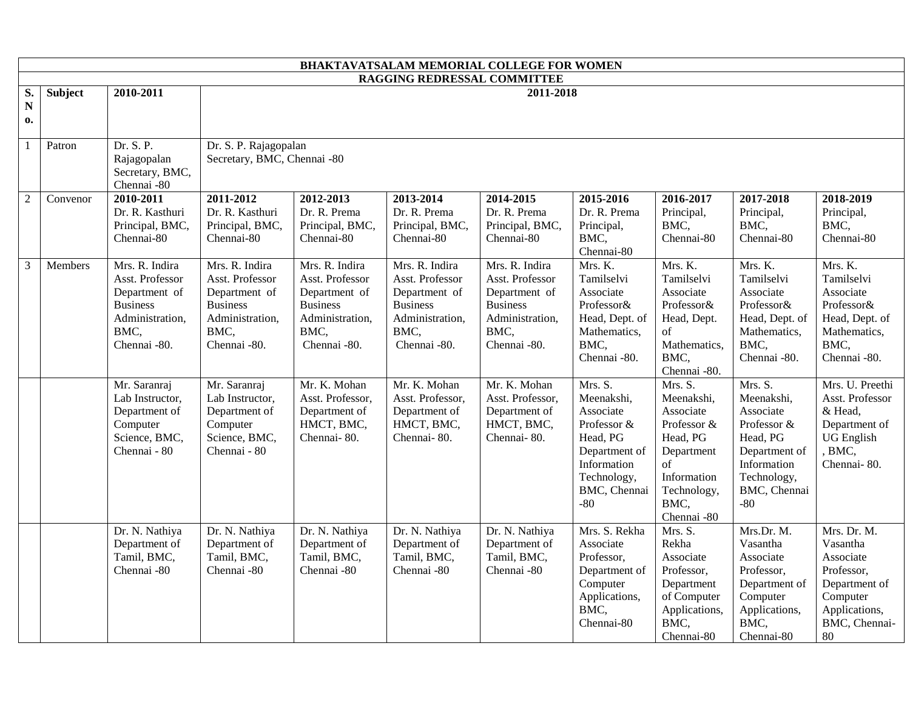| BHAKTAVATSALAM MEMORIAL COLLEGE FOR WOMEN | | | | | | | | | | |
|---|---|---|---|---|---|---|---|---|---|---|
| RAGGING REDRESSAL COMMITTEE | | | | | | | | | | |
| **S. No.** | **Subject** | **2010-2011** | **2011-2018** | | | | | | | |
| 1 | Patron | Dr. S. P. Rajagopalan Secretary, BMC, Chennai -80 | Dr. S. P. Rajagopalan Secretary, BMC, Chennai -80 | | | | | | | |
| 2 | Convenor | **2010-2011** Dr. R. Kasthuri Principal, BMC, Chennai-80 | **2011-2012** Dr. R. Kasthuri Principal, BMC, Chennai-80 | **2012-2013** Dr. R. Prema Principal, BMC, Chennai-80 | **2013-2014** Dr. R. Prema Principal, BMC, Chennai-80 | **2014-2015** Dr. R. Prema Principal, BMC, Chennai-80 | **2015-2016** Dr. R. Prema Principal, BMC, Chennai-80 | **2016-2017** Principal, BMC, Chennai-80 | **2017-2018** Principal, BMC, Chennai-80 | **2018-2019** Principal, BMC, Chennai-80 |
| 3 | Members | Mrs. R. Indira Asst. Professor Department of Business Administration, BMC, Chennai -80. | Mrs. R. Indira Asst. Professor Department of Business Administration, BMC, Chennai -80. | Mrs. R. Indira Asst. Professor Department of Business Administration, BMC, Chennai -80. | Mrs. R. Indira Asst. Professor Department of Business Administration, BMC, Chennai -80. | Mrs. R. Indira Asst. Professor Department of Business Administration, BMC, Chennai -80. | Mrs. K. Tamilselvi Associate Professor& Head, Dept. of Mathematics, BMC, Chennai -80. | Mrs. K. Tamilselvi Associate Professor& Head, Dept. of Mathematics, BMC, Chennai -80. | Mrs. K. Tamilselvi Associate Professor& Head, Dept. of Mathematics, BMC, Chennai -80. | Mrs. K. Tamilselvi Associate Professor& Head, Dept. of Mathematics, BMC, Chennai -80. |
| | | Mr. Saranraj Lab Instructor, Department of Computer Science, BMC, Chennai - 80 | Mr. Saranraj Lab Instructor, Department of Computer Science, BMC, Chennai - 80 | Mr. K. Mohan Asst. Professor, Department of HMCT, BMC, Chennai- 80. | Mr. K. Mohan Asst. Professor, Department of HMCT, BMC, Chennai- 80. | Mr. K. Mohan Asst. Professor, Department of HMCT, BMC, Chennai- 80. | Mrs. S. Meenakshi, Associate Professor & Head, PG Department of Information Technology, BMC, Chennai -80 | Mrs. S. Meenakshi, Associate Professor & Head, PG Department of Information Technology, BMC, Chennai -80 | Mrs. S. Meenakshi, Associate Professor & Head, PG Department of Information Technology, BMC, Chennai -80 | Mrs. U. Preethi Asst. Professor & Head, Department of UG English , BMC, Chennai- 80. |
| | | Dr. N. Nathiya Department of Tamil, BMC, Chennai -80 | Dr. N. Nathiya Department of Tamil, BMC, Chennai -80 | Dr. N. Nathiya Department of Tamil, BMC, Chennai -80 | Dr. N. Nathiya Department of Tamil, BMC, Chennai -80 | Dr. N. Nathiya Department of Tamil, BMC, Chennai -80 | Mrs. S. Rekha Associate Professor, Department of Computer Applications, BMC, Chennai-80 | Mrs. S. Rekha Associate Professor, Department of Computer Applications, BMC, Chennai-80 | Mrs.Dr. M. Vasantha Associate Professor, Department of Computer Applications, BMC, Chennai-80 | Mrs. Dr. M. Vasantha Associate Professor, Department of Computer Applications, BMC, Chennai-80 |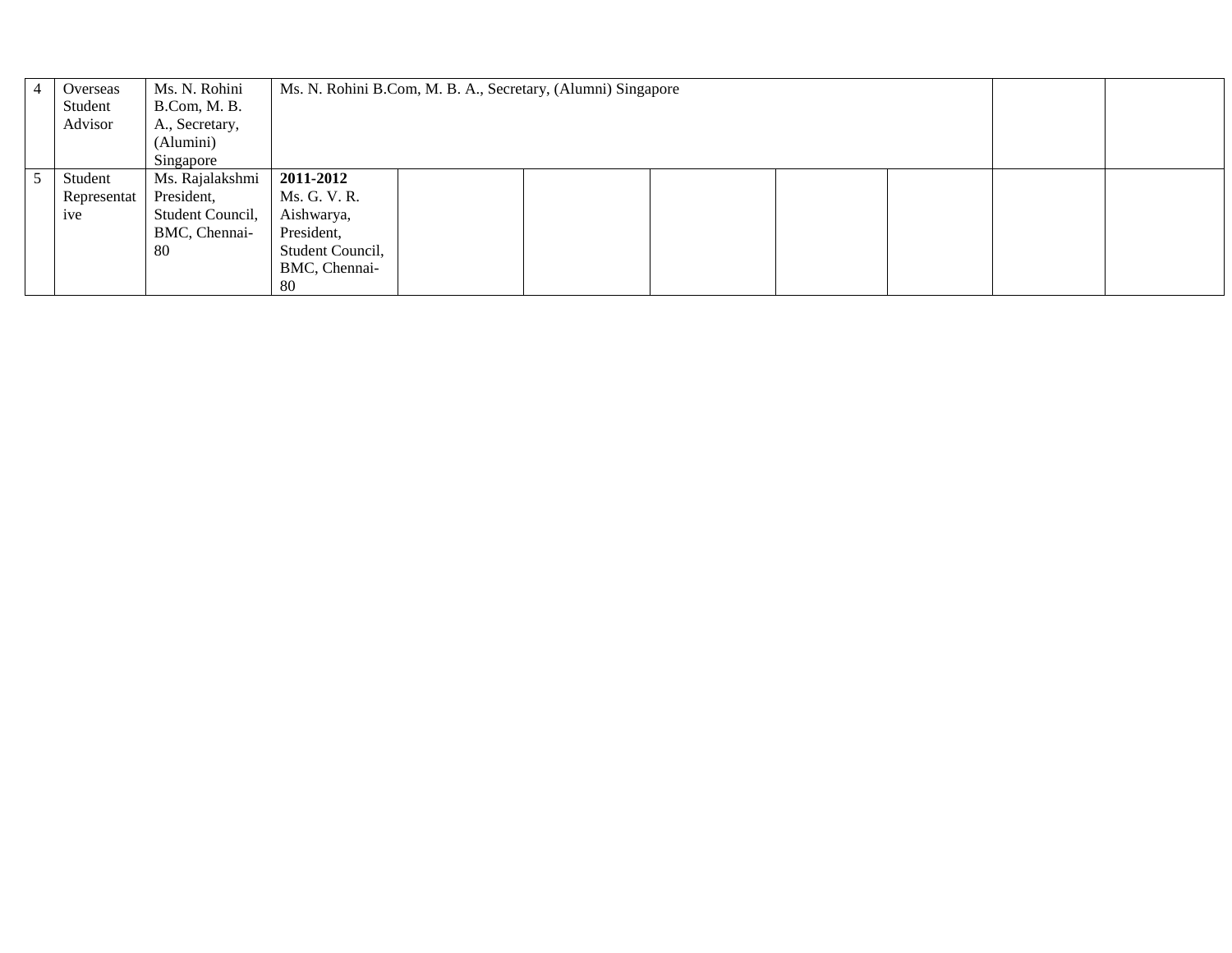| | | | | | | | | | | |
|---|---|---|---|---|---|---|---|---|---|---|
| 4 | Overseas Student Advisor | Ms. N. Rohini B.Com, M. B. A., Secretary, (Alumni) Singapore | Ms. N. Rohini B.Com, M. B. A., Secretary, (Alumni) Singapore | | | | | | | |
| 5 | Student Representative | Ms. Rajalakshmi President, Student Council, BMC, Chennai-80 | **2011-2012** Ms. G. V. R. Aishwarya, President, Student Council, BMC, Chennai-80 | | | | | | | |